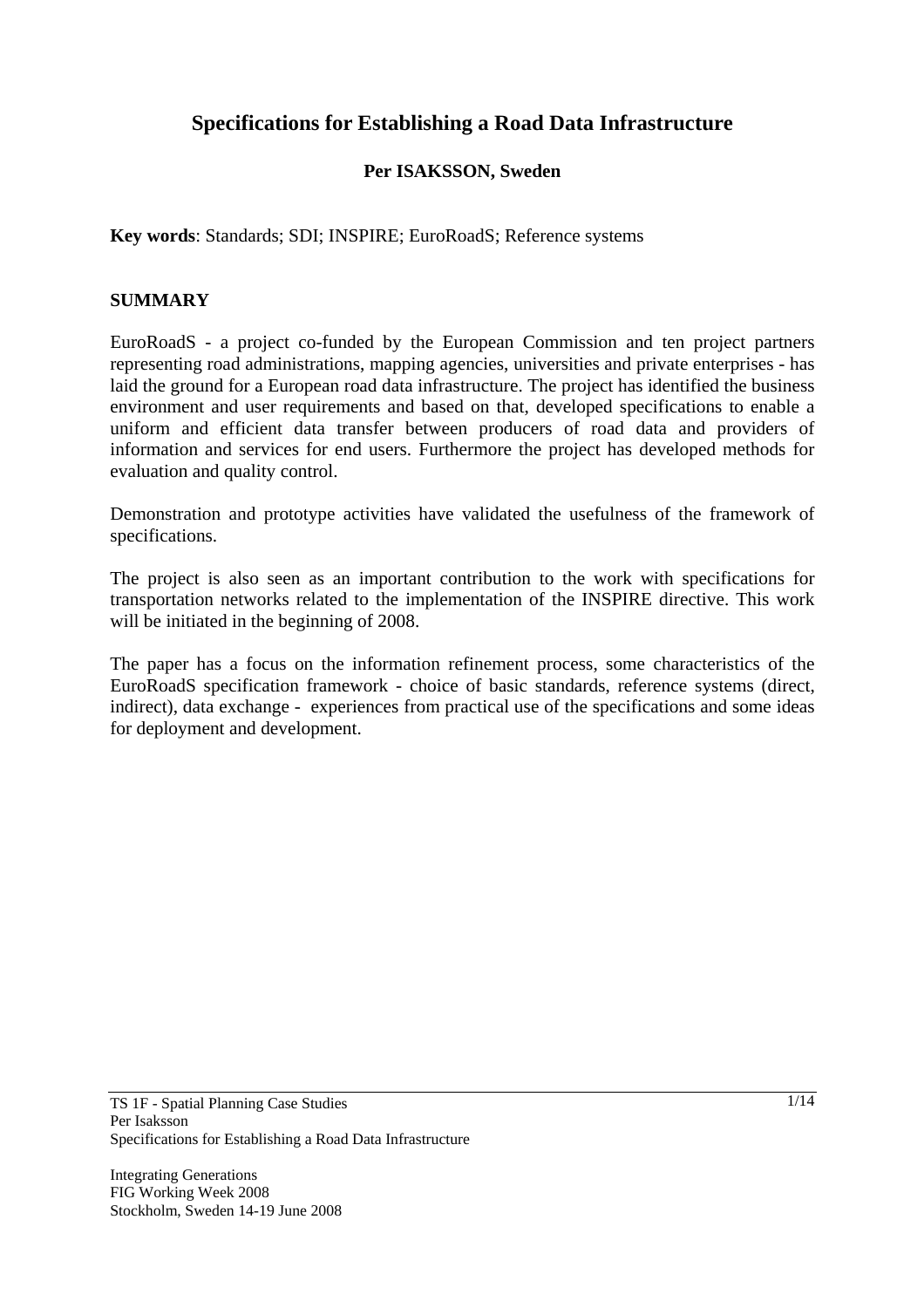# Specifications for Establishing a Road Data Infrastructure

**Per ISAKSSON, Sweden**

**Key words**: Standards; SDI; INSPIRE; EuroRoadS; Reference systems

## SUMMARY

EuroRoadS - a project co-funded by the European Commission and ten project partners representing road administrations, mapping agencies, universities and private enterprises - has laid the ground for a European road data infrastructure. The project has identified the business environment and user requirements and based on that, developed specifications to enable a uniform and efficient data transfer between producers of road data and providers of information and services for end users. Furthermore the project has developed methods for evaluation and quality control.

Demonstration and prototype activities have validated the usefulness of the framework of specifications.

The project is also seen as an important contribution to the work with specifications for transportation networks related to the implementation of the INSPIRE directive. This work will be initiated in the beginning of 2008.

The paper has a focus on the information refinement process, some characteristics of the EuroRoadS specification framework - choice of basic standards, reference systems (direct, indirect), data exchange - experiences from practical use of the specifications and some ideas for deployment and development.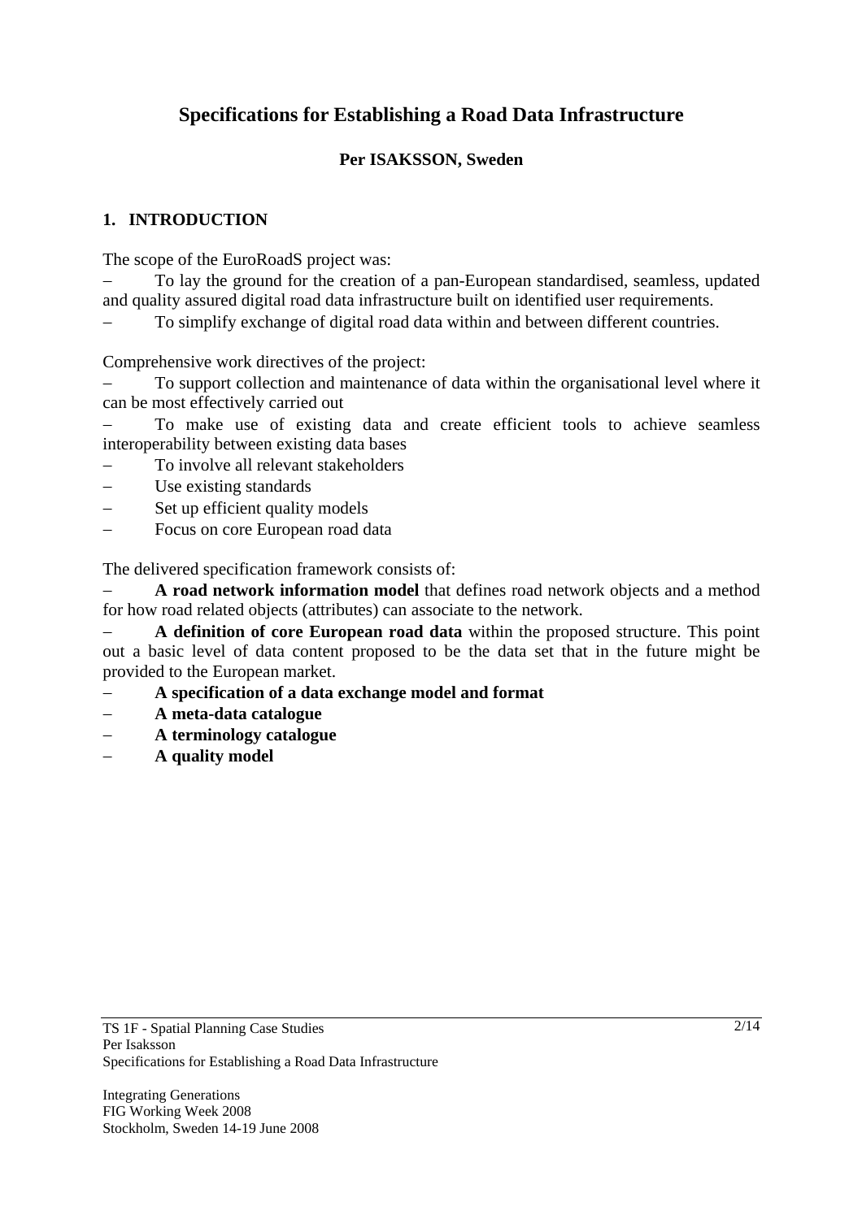# Specifications for Establishing a Road Data Infrastructure

**Per ISAKSSON, Sweden**

## 1. INTRODUCTION

The scope of the EuroRoadS project was:

- To lay the ground for the creation of a pan-European standardised, seamless, updated and quality assured digital road data infrastructure built on identified user requirements.
- To simplify exchange of digital road data within and between different countries.

Comprehensive work directives of the project:

- To support collection and maintenance of data within the organisational level where it can be most effectively carried out
- To make use of existing data and create efficient tools to achieve seamless interoperability between existing data bases
- To involve all relevant stakeholders
- Use existing standards
- Set up efficient quality models
- Focus on core European road data

The delivered specification framework consists of:

- **A road network information model** that defines road network objects and a method for how road related objects (attributes) can associate to the network.
- **A definition of core European road data** within the proposed structure. This point out a basic level of data content proposed to be the data set that in the future might be provided to the European market.
- **A specification of a data exchange model and format**
- **A meta-data catalogue**
- **A terminology catalogue**
- **A quality model**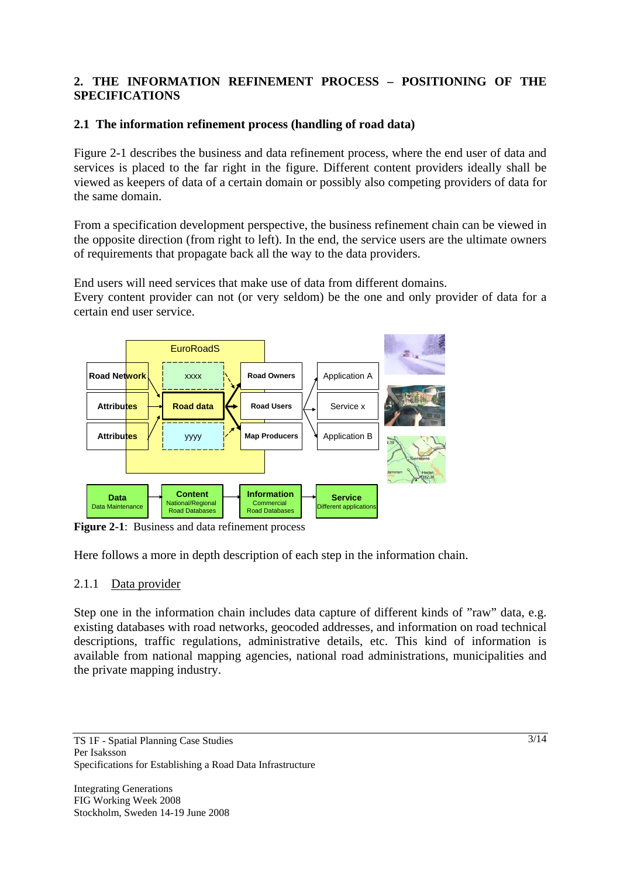## 2. THE INFORMATION REFINEMENT PROCESS – POSITIONING OF THE SPECIFICATIONS

### 2.1 The information refinement process (handling of road data)

Figure 2-1 describes the business and data refinement process, where the end user of data and services is placed to the far right in the figure. Different content providers ideally shall be viewed as keepers of data of a certain domain or possibly also competing providers of data for the same domain.

From a specification development perspective, the business refinement chain can be viewed in the opposite direction (from right to left). In the end, the service users are the ultimate owners of requirements that propagate back all the way to the data providers.

End users will need services that make use of data from different domains.
Every content provider can not (or very seldom) be the one and only provider of data for a certain end user service.

**Figure 2-1**: Business and data refinement process

Here follows a more in depth description of each step in the information chain.

#### 2.1.1 Data provider

Step one in the information chain includes data capture of different kinds of "raw" data, e.g. existing databases with road networks, geocoded addresses, and information on road technical descriptions, traffic regulations, administrative details, etc. This kind of information is available from national mapping agencies, national road administrations, municipalities and the private mapping industry.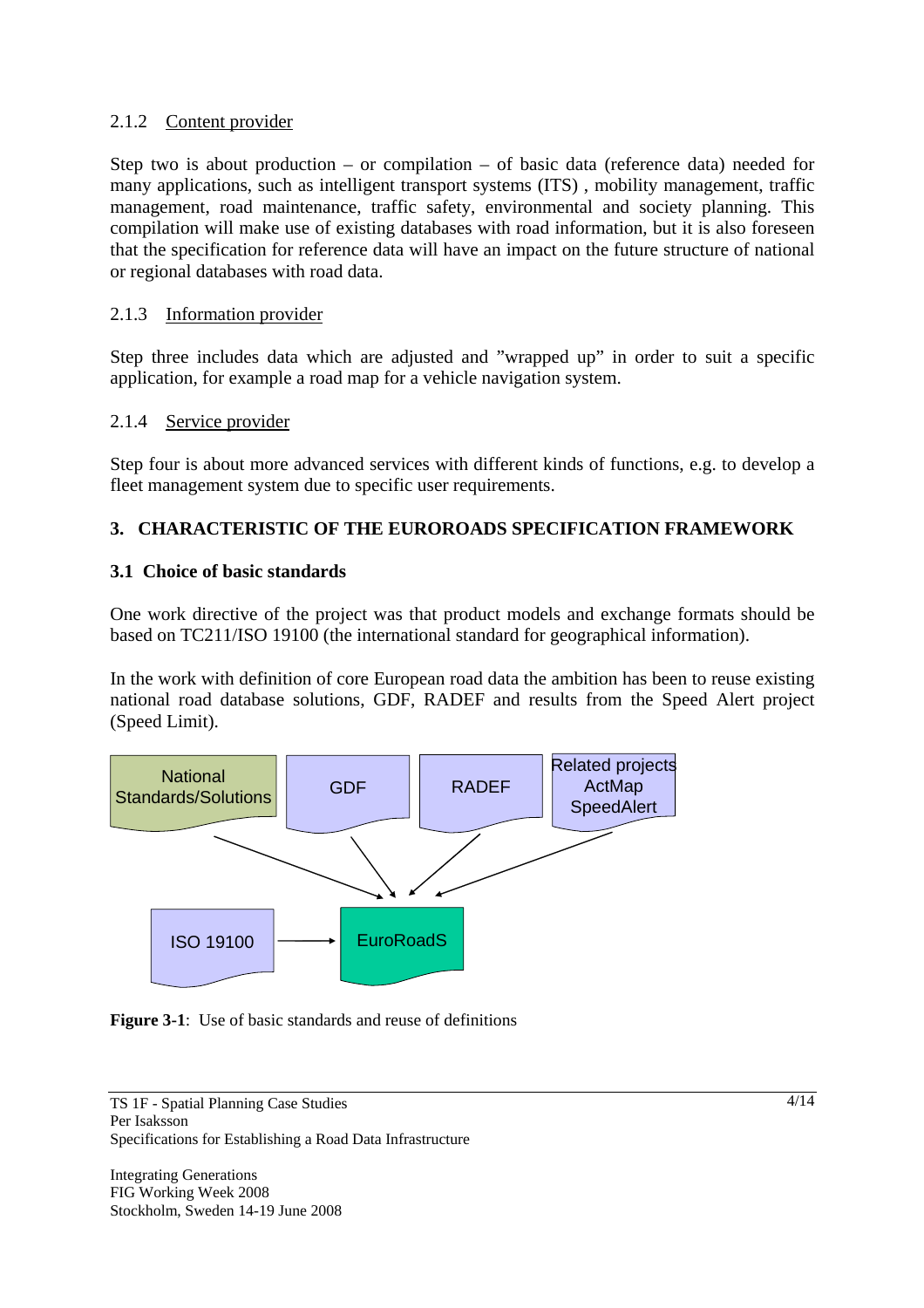#### 2.1.2 Content provider

Step two is about production – or compilation – of basic data (reference data) needed for many applications, such as intelligent transport systems (ITS) , mobility management, traffic management, road maintenance, traffic safety, environmental and society planning. This compilation will make use of existing databases with road information, but it is also foreseen that the specification for reference data will have an impact on the future structure of national or regional databases with road data.

#### 2.1.3 Information provider

Step three includes data which are adjusted and "wrapped up" in order to suit a specific application, for example a road map for a vehicle navigation system.

#### 2.1.4 Service provider

Step four is about more advanced services with different kinds of functions, e.g. to develop a fleet management system due to specific user requirements.

## 3. CHARACTERISTIC OF THE EUROROADS SPECIFICATION FRAMEWORK

### 3.1 Choice of basic standards

One work directive of the project was that product models and exchange formats should be based on TC211/ISO 19100 (the international standard for geographical information).

In the work with definition of core European road data the ambition has been to reuse existing national road database solutions, GDF, RADEF and results from the Speed Alert project (Speed Limit).

National Standards/Solutions | GDF | RADEF | Related projects ActMap SpeedAlert → EuroRoadS

ISO 19100 → EuroRoadS

**Figure 3-1**: Use of basic standards and reuse of definitions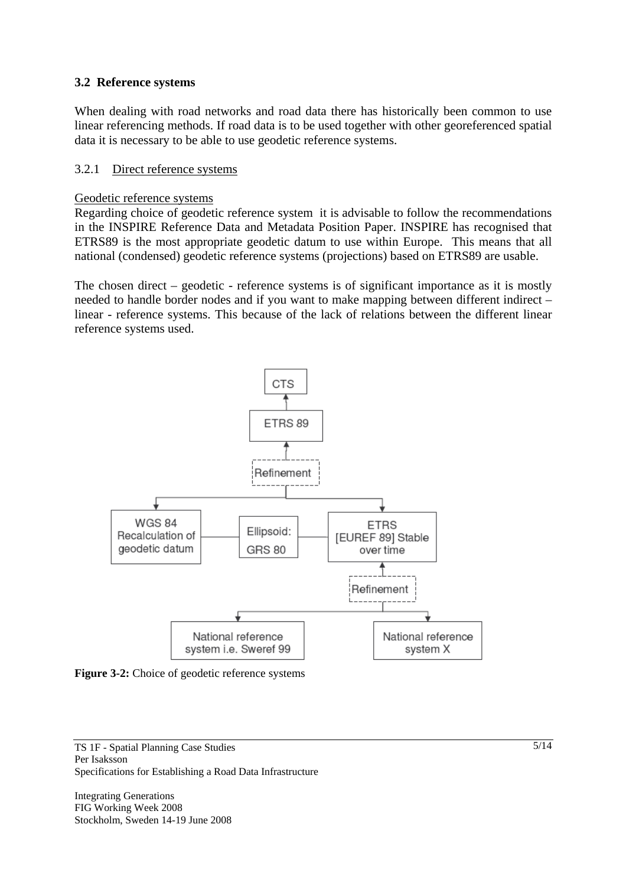### 3.2 Reference systems

When dealing with road networks and road data there has historically been common to use linear referencing methods. If road data is to be used together with other georeferenced spatial data it is necessary to be able to use geodetic reference systems.

#### 3.2.1 Direct reference systems

Geodetic reference systems

Regarding choice of geodetic reference system it is advisable to follow the recommendations in the INSPIRE Reference Data and Metadata Position Paper. INSPIRE has recognised that ETRS89 is the most appropriate geodetic datum to use within Europe. This means that all national (condensed) geodetic reference systems (projections) based on ETRS89 are usable.

The chosen direct – geodetic - reference systems is of significant importance as it is mostly needed to handle border nodes and if you want to make mapping between different indirect – linear - reference systems. This because of the lack of relations between the different linear reference systems used.

CTS

ETRS 89

Refinement

WGS 84 Recalculation of geodetic datum

Ellipsoid: GRS 80

ETRS [EUREF 89] Stable over time

Refinement

National reference system i.e. Sweref 99

National reference system X

**Figure 3-2:** Choice of geodetic reference systems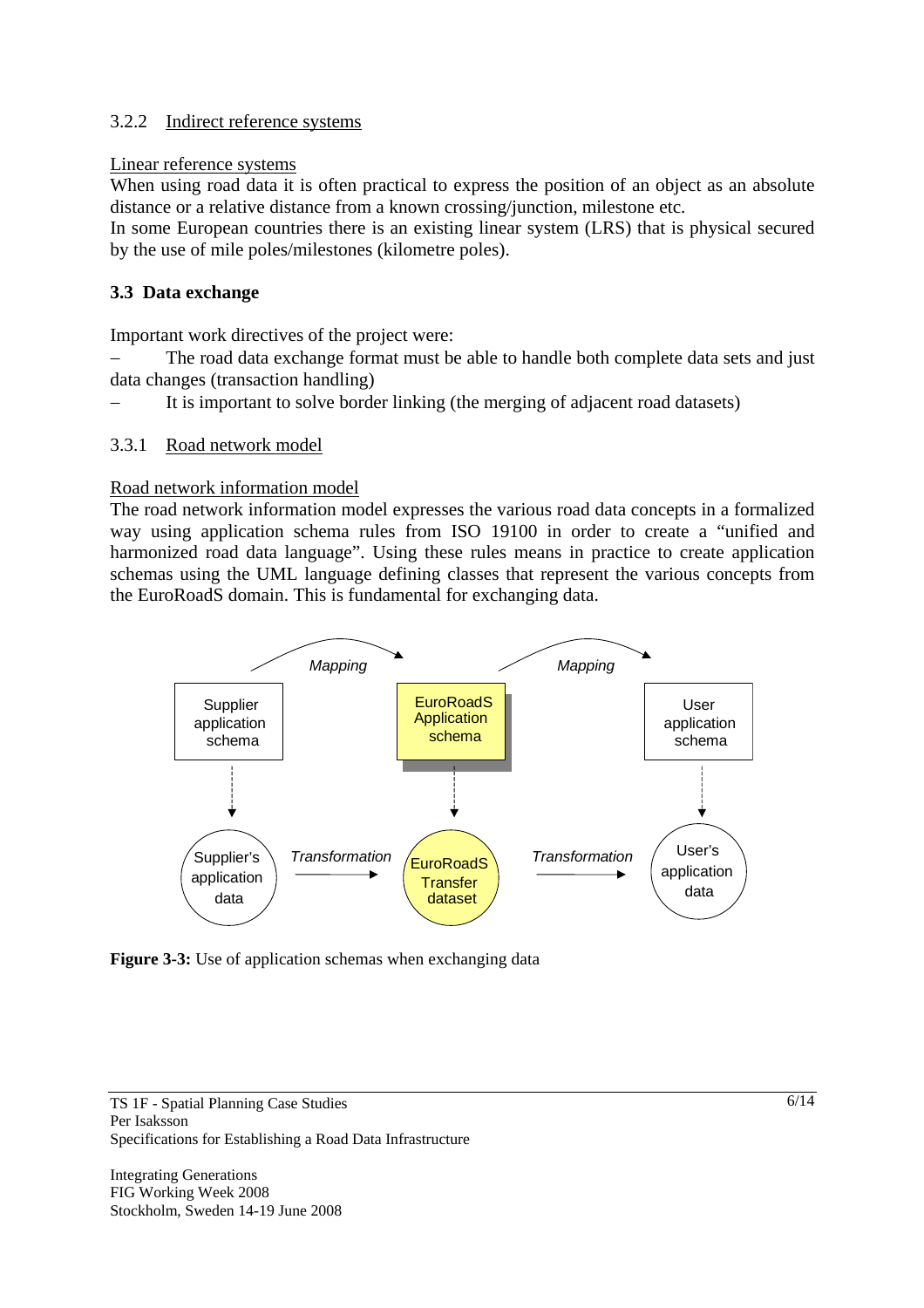### 3.2.2 Indirect reference systems

Linear reference systems

When using road data it is often practical to express the position of an object as an absolute distance or a relative distance from a known crossing/junction, milestone etc.

In some European countries there is an existing linear system (LRS) that is physical secured by the use of mile poles/milestones (kilometre poles).

## 3.3 Data exchange

Important work directives of the project were:

– The road data exchange format must be able to handle both complete data sets and just data changes (transaction handling)

– It is important to solve border linking (the merging of adjacent road datasets)

### 3.3.1 Road network model

Road network information model

The road network information model expresses the various road data concepts in a formalized way using application schema rules from ISO 19100 in order to create a "unified and harmonized road data language". Using these rules means in practice to create application schemas using the UML language defining classes that represent the various concepts from the EuroRoadS domain. This is fundamental for exchanging data.

**Figure 3-3:** Use of application schemas when exchanging data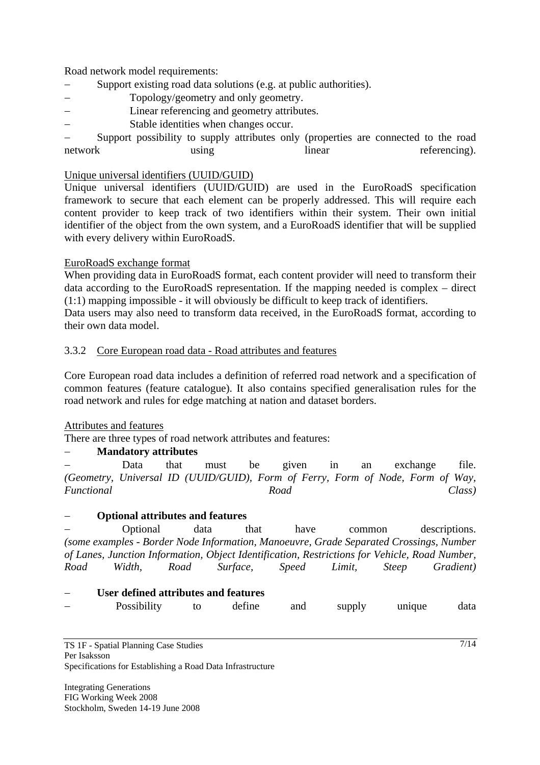Road network model requirements:

- Support existing road data solutions (e.g. at public authorities).
  - Topology/geometry and only geometry.
  - Linear referencing and geometry attributes.
  - Stable identities when changes occur.
- Support possibility to supply attributes only (properties are connected to the road network using linear referencing).

Unique universal identifiers (UUID/GUID)

Unique universal identifiers (UUID/GUID) are used in the EuroRoadS specification framework to secure that each element can be properly addressed. This will require each content provider to keep track of two identifiers within their system. Their own initial identifier of the object from the own system, and a EuroRoadS identifier that will be supplied with every delivery within EuroRoadS.

EuroRoadS exchange format

When providing data in EuroRoadS format, each content provider will need to transform their data according to the EuroRoadS representation. If the mapping needed is complex – direct (1:1) mapping impossible - it will obviously be difficult to keep track of identifiers.

Data users may also need to transform data received, in the EuroRoadS format, according to their own data model.

### 3.3.2 Core European road data - Road attributes and features

Core European road data includes a definition of referred road network and a specification of common features (feature catalogue). It also contains specified generalisation rules for the road network and rules for edge matching at nation and dataset borders.

Attributes and features

There are three types of road network attributes and features:

- **Mandatory attributes**
- Data that must be given in an exchange file. *(Geometry, Universal ID (UUID/GUID), Form of Ferry, Form of Node, Form of Way, Functional Road Class)*

- **Optional attributes and features**
- Optional data that have common descriptions. *(some examples - Border Node Information, Manoeuvre, Grade Separated Crossings, Number of Lanes, Junction Information, Object Identification, Restrictions for Vehicle, Road Number, Road Width, Road Surface, Speed Limit, Steep Gradient)*

- **User defined attributes and features**
- Possibility to define and supply unique data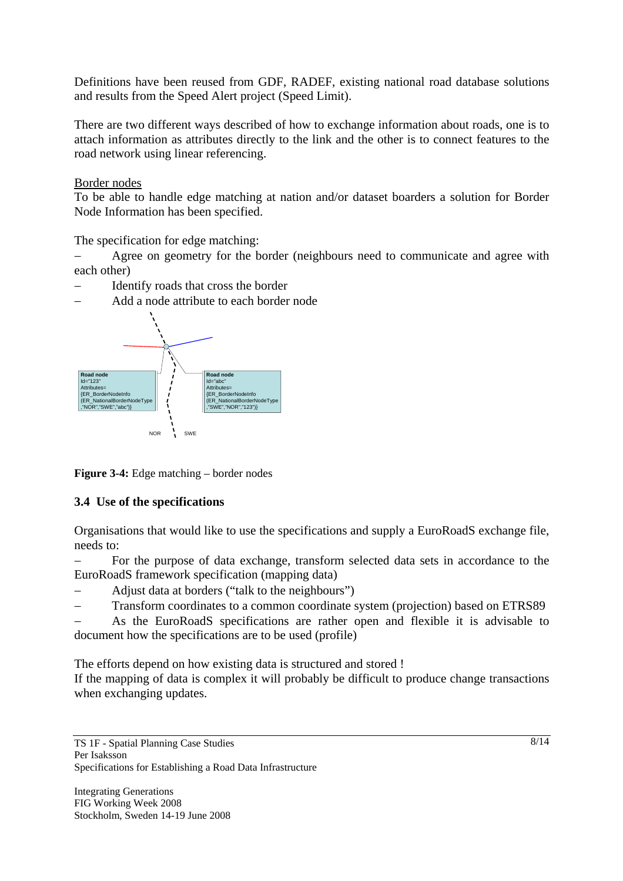Definitions have been reused from GDF, RADEF, existing national road database solutions and results from the Speed Alert project (Speed Limit).

There are two different ways described of how to exchange information about roads, one is to attach information as attributes directly to the link and the other is to connect features to the road network using linear referencing.

Border nodes

To be able to handle edge matching at nation and/or dataset boarders a solution for Border Node Information has been specified.

The specification for edge matching:

- Agree on geometry for the border (neighbours need to communicate and agree with each other)
- Identify roads that cross the border
- Add a node attribute to each border node

Road node
Id="123"
Attributes=
{ER_BorderNodeInfo
(ER_NationalBorderNodeType
,"NOR","SWE","abc")}

Road node
Id="abc"
Attributes=
{ER_BorderNodeInfo
(ER_NationalBorderNodeType
,"SWE","NOR","123")}

NOR SWE

**Figure 3-4:** Edge matching – border nodes

## 3.4 Use of the specifications

Organisations that would like to use the specifications and supply a EuroRoadS exchange file, needs to:

- For the purpose of data exchange, transform selected data sets in accordance to the EuroRoadS framework specification (mapping data)
- Adjust data at borders ("talk to the neighbours")
- Transform coordinates to a common coordinate system (projection) based on ETRS89
- As the EuroRoadS specifications are rather open and flexible it is advisable to document how the specifications are to be used (profile)

The efforts depend on how existing data is structured and stored !

If the mapping of data is complex it will probably be difficult to produce change transactions when exchanging updates.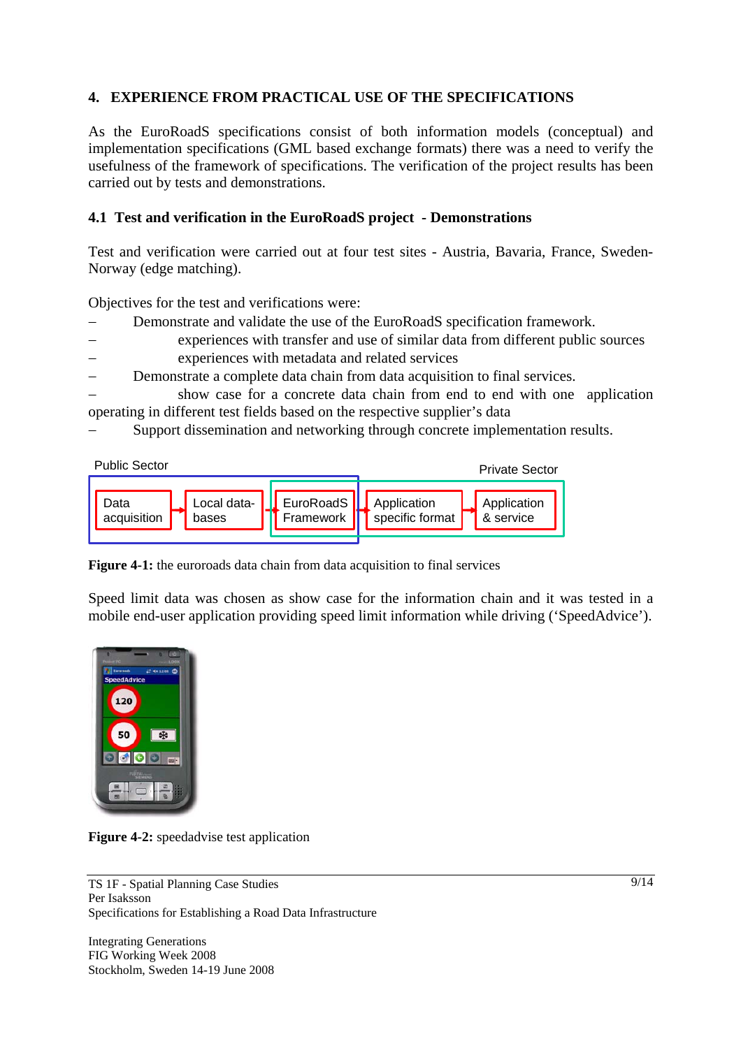## 4. EXPERIENCE FROM PRACTICAL USE OF THE SPECIFICATIONS

As the EuroRoadS specifications consist of both information models (conceptual) and implementation specifications (GML based exchange formats) there was a need to verify the usefulness of the framework of specifications. The verification of the project results has been carried out by tests and demonstrations.

### 4.1 Test and verification in the EuroRoadS project - Demonstrations

Test and verification were carried out at four test sites - Austria, Bavaria, France, Sweden-Norway (edge matching).

Objectives for the test and verifications were:

- Demonstrate and validate the use of the EuroRoadS specification framework.
  - experiences with transfer and use of similar data from different public sources
  - experiences with metadata and related services
- Demonstrate a complete data chain from data acquisition to final services.
  - show case for a concrete data chain from end to end with one application operating in different test fields based on the respective supplier's data
- Support dissemination and networking through concrete implementation results.

Public Sector | Private Sector

Data acquisition → Local data-bases → EuroRoadS Framework → Application specific format → Application & service

**Figure 4-1:** the euroroads data chain from data acquisition to final services

Speed limit data was chosen as show case for the information chain and it was tested in a mobile end-user application providing speed limit information while driving ('SpeedAdvice').

**Figure 4-2:** speedadvise test application

TS 1F - Spatial Planning Case Studies
Per Isaksson
Specifications for Establishing a Road Data Infrastructure

Integrating Generations
FIG Working Week 2008
Stockholm, Sweden 14-19 June 2008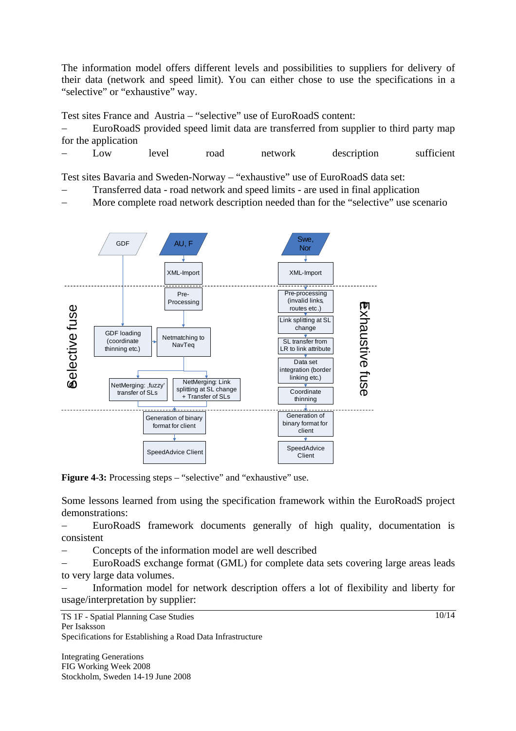The information model offers different levels and possibilities to suppliers for delivery of their data (network and speed limit). You can either chose to use the specifications in a "selective" or "exhaustive" way.

Test sites France and Austria – "selective" use of EuroRoadS content:

– EuroRoadS provided speed limit data are transferred from supplier to third party map for the application

– Low level road network description sufficient

Test sites Bavaria and Sweden-Norway – "exhaustive" use of EuroRoadS data set:

– Transferred data - road network and speed limits - are used in final application

– More complete road network description needed than for the "selective" use scenario

GDF

AU, F

Swe, Nor

XML-Import

XML-Import

Pre-Processing

Pre-processing (invalid links, routes etc.)

Link splitting at SL change

SL transfer from LR to link attribute

Data set integration (border linking etc.)

Coordinate thinning

GDF loading (coordinate thinning etc.)

Netmatching to NavTeq

NetMerging: 'fuzzy' transfer of SLs

NetMerging: Link splitting at SL change + Transfer of SLs

Selective fuse

Exhaustive fuse

Generation of binary format for client

Generation of binary format for client

SpeedAdvice Client

SpeedAdvice Client

**Figure 4-3:** Processing steps – "selective" and "exhaustive" use.

Some lessons learned from using the specification framework within the EuroRoadS project demonstrations:

– EuroRoadS framework documents generally of high quality, documentation is consistent

– Concepts of the information model are well described

– EuroRoadS exchange format (GML) for complete data sets covering large areas leads to very large data volumes.

– Information model for network description offers a lot of flexibility and liberty for usage/interpretation by supplier: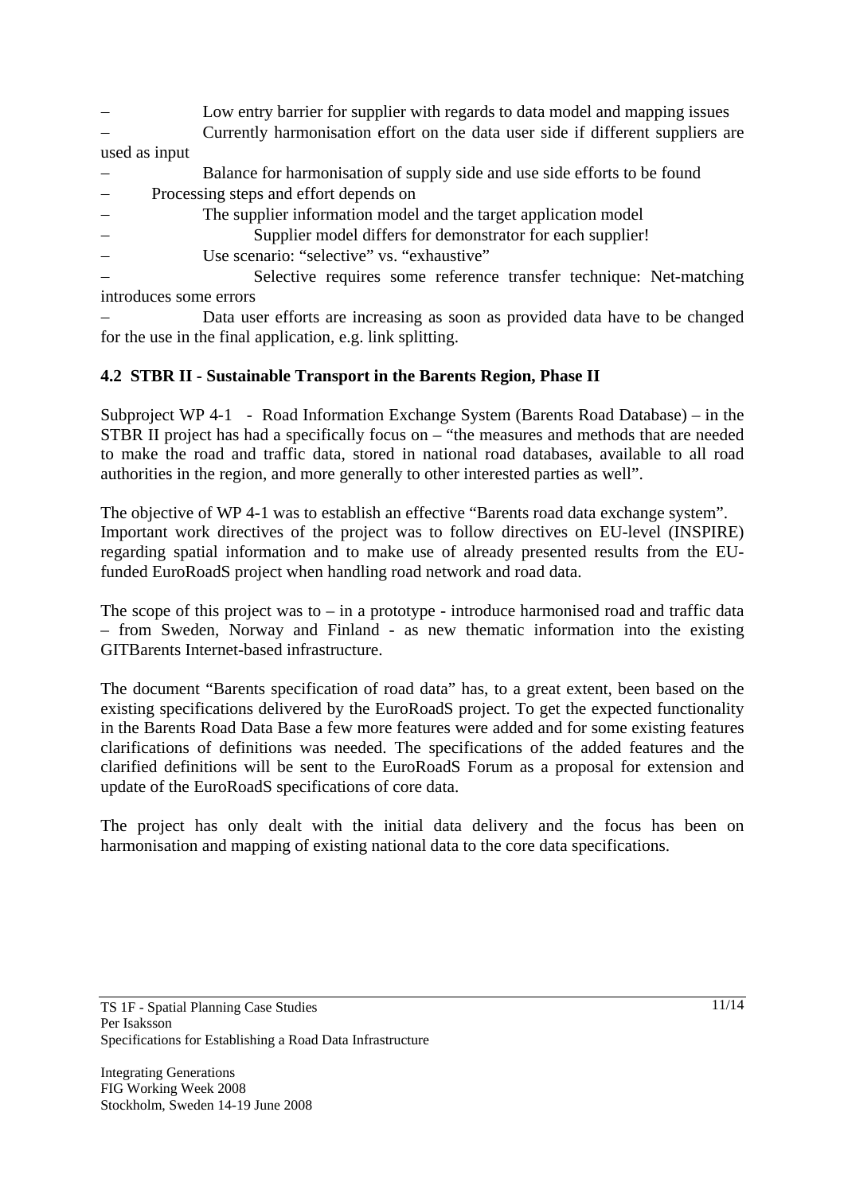– Low entry barrier for supplier with regards to data model and mapping issues
– Currently harmonisation effort on the data user side if different suppliers are used as input
– Balance for harmonisation of supply side and use side efforts to be found
– Processing steps and effort depends on
– The supplier information model and the target application model
– Supplier model differs for demonstrator for each supplier!
– Use scenario: "selective" vs. "exhaustive"
– Selective requires some reference transfer technique: Net-matching introduces some errors
– Data user efforts are increasing as soon as provided data have to be changed for the use in the final application, e.g. link splitting.

### 4.2 STBR II - Sustainable Transport in the Barents Region, Phase II

Subproject WP 4-1 - Road Information Exchange System (Barents Road Database) – in the STBR II project has had a specifically focus on – "the measures and methods that are needed to make the road and traffic data, stored in national road databases, available to all road authorities in the region, and more generally to other interested parties as well".

The objective of WP 4-1 was to establish an effective "Barents road data exchange system". Important work directives of the project was to follow directives on EU-level (INSPIRE) regarding spatial information and to make use of already presented results from the EU-funded EuroRoadS project when handling road network and road data.

The scope of this project was to – in a prototype - introduce harmonised road and traffic data – from Sweden, Norway and Finland - as new thematic information into the existing GITBarents Internet-based infrastructure.

The document "Barents specification of road data" has, to a great extent, been based on the existing specifications delivered by the EuroRoadS project. To get the expected functionality in the Barents Road Data Base a few more features were added and for some existing features clarifications of definitions was needed. The specifications of the added features and the clarified definitions will be sent to the EuroRoadS Forum as a proposal for extension and update of the EuroRoadS specifications of core data.

The project has only dealt with the initial data delivery and the focus has been on harmonisation and mapping of existing national data to the core data specifications.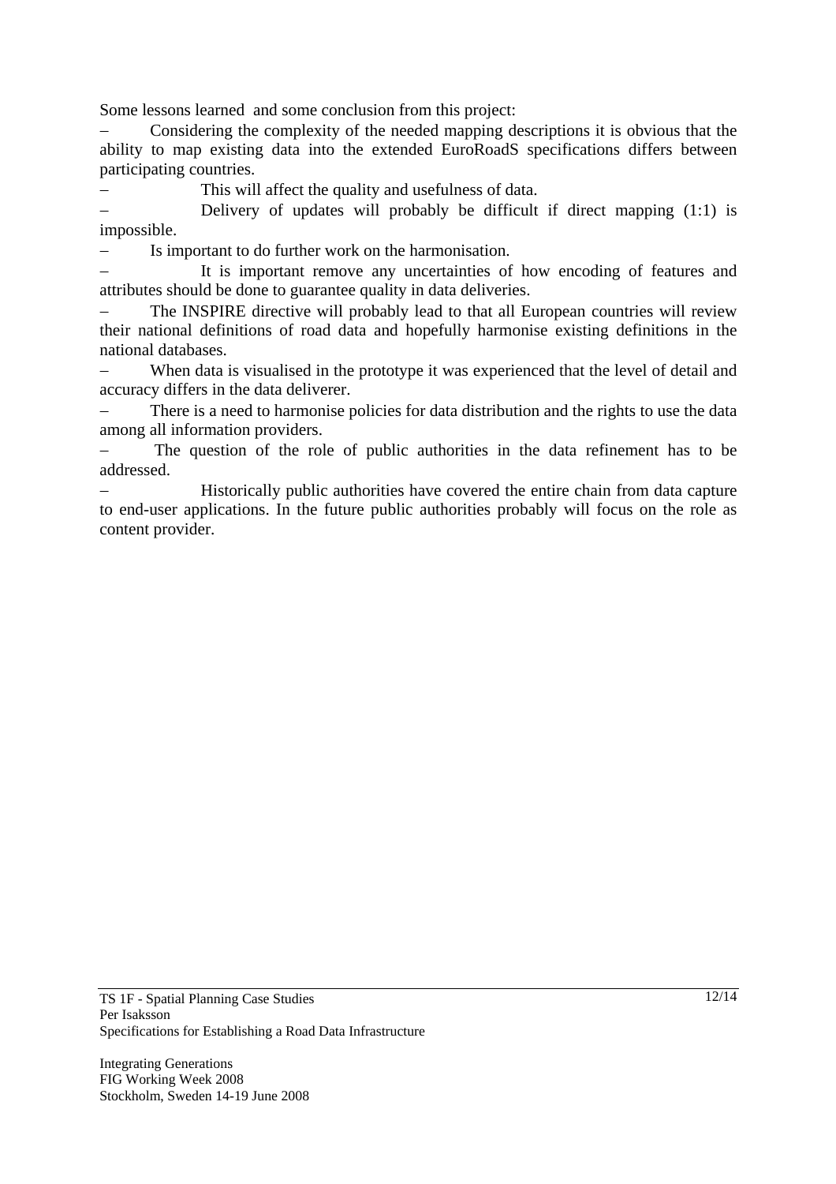Some lessons learned and some conclusion from this project:

– Considering the complexity of the needed mapping descriptions it is obvious that the ability to map existing data into the extended EuroRoadS specifications differs between participating countries.

– This will affect the quality and usefulness of data.

– Delivery of updates will probably be difficult if direct mapping (1:1) is impossible.

– Is important to do further work on the harmonisation.

– It is important remove any uncertainties of how encoding of features and attributes should be done to guarantee quality in data deliveries.

– The INSPIRE directive will probably lead to that all European countries will review their national definitions of road data and hopefully harmonise existing definitions in the national databases.

– When data is visualised in the prototype it was experienced that the level of detail and accuracy differs in the data deliverer.

– There is a need to harmonise policies for data distribution and the rights to use the data among all information providers.

– The question of the role of public authorities in the data refinement has to be addressed.

– Historically public authorities have covered the entire chain from data capture to end-user applications. In the future public authorities probably will focus on the role as content provider.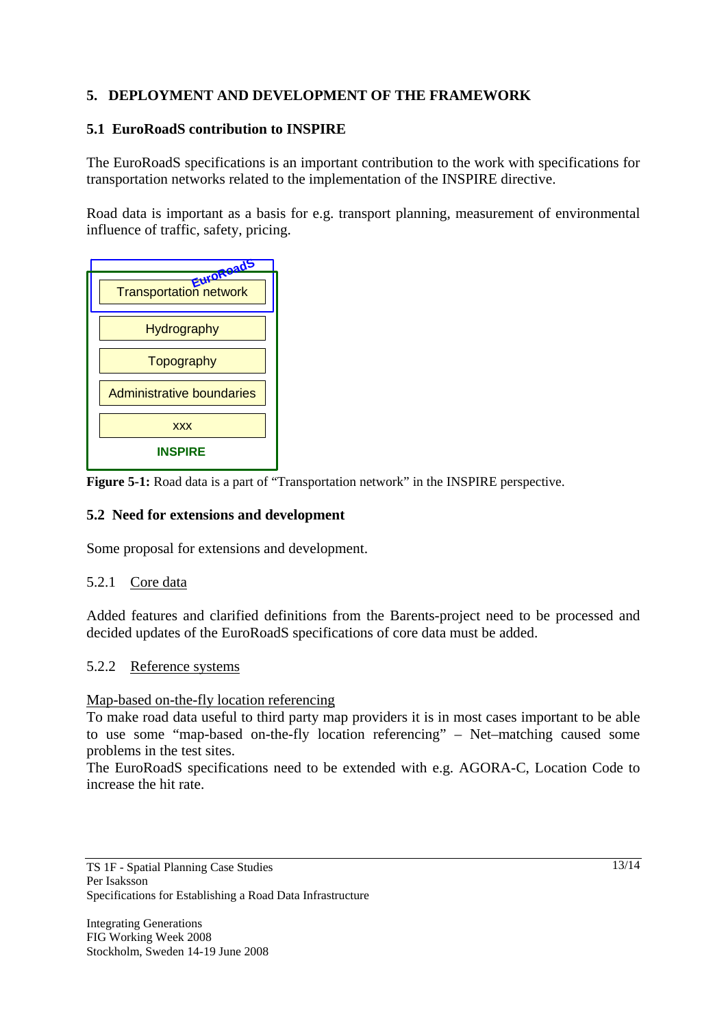## 5. DEPLOYMENT AND DEVELOPMENT OF THE FRAMEWORK

### 5.1 EuroRoadS contribution to INSPIRE

The EuroRoadS specifications is an important contribution to the work with specifications for transportation networks related to the implementation of the INSPIRE directive.

Road data is important as a basis for e.g. transport planning, measurement of environmental influence of traffic, safety, pricing.

EuroRoadS

Transportation network

Hydrography

Topography

Administrative boundaries

xxx

INSPIRE

**Figure 5-1:** Road data is a part of "Transportation network" in the INSPIRE perspective.

### 5.2 Need for extensions and development

Some proposal for extensions and development.

#### 5.2.1 Core data

Added features and clarified definitions from the Barents-project need to be processed and decided updates of the EuroRoadS specifications of core data must be added.

#### 5.2.2 Reference systems

Map-based on-the-fly location referencing

To make road data useful to third party map providers it is in most cases important to be able to use some "map-based on-the-fly location referencing" – Net–matching caused some problems in the test sites.

The EuroRoadS specifications need to be extended with e.g. AGORA-C, Location Code to increase the hit rate.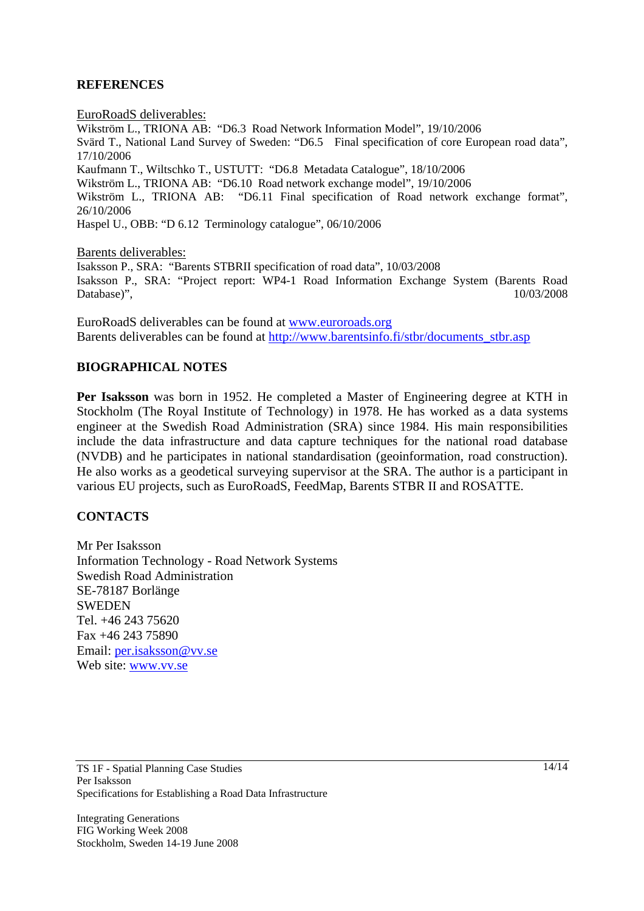## REFERENCES

EuroRoadS deliverables:
Wikström L., TRIONA AB: "D6.3 Road Network Information Model", 19/10/2006
Svärd T., National Land Survey of Sweden: "D6.5 Final specification of core European road data", 17/10/2006
Kaufmann T., Wiltschko T., USTUTT: "D6.8 Metadata Catalogue", 18/10/2006
Wikström L., TRIONA AB: "D6.10 Road network exchange model", 19/10/2006
Wikström L., TRIONA AB: "D6.11 Final specification of Road network exchange format", 26/10/2006
Haspel U., OBB: "D 6.12 Terminology catalogue", 06/10/2006

Barents deliverables:
Isaksson P., SRA: "Barents STBRII specification of road data", 10/03/2008
Isaksson P., SRA: "Project report: WP4-1 Road Information Exchange System (Barents Road Database)", 10/03/2008

EuroRoadS deliverables can be found at www.euroroads.org
Barents deliverables can be found at http://www.barentsinfo.fi/stbr/documents_stbr.asp

## BIOGRAPHICAL NOTES

**Per Isaksson** was born in 1952. He completed a Master of Engineering degree at KTH in Stockholm (The Royal Institute of Technology) in 1978. He has worked as a data systems engineer at the Swedish Road Administration (SRA) since 1984. His main responsibilities include the data infrastructure and data capture techniques for the national road database (NVDB) and he participates in national standardisation (geoinformation, road construction). He also works as a geodetical surveying supervisor at the SRA. The author is a participant in various EU projects, such as EuroRoadS, FeedMap, Barents STBR II and ROSATTE.

## CONTACTS

Mr Per Isaksson
Information Technology - Road Network Systems
Swedish Road Administration
SE-78187 Borlänge
SWEDEN
Tel. +46 243 75620
Fax +46 243 75890
Email: per.isaksson@vv.se
Web site: www.vv.se